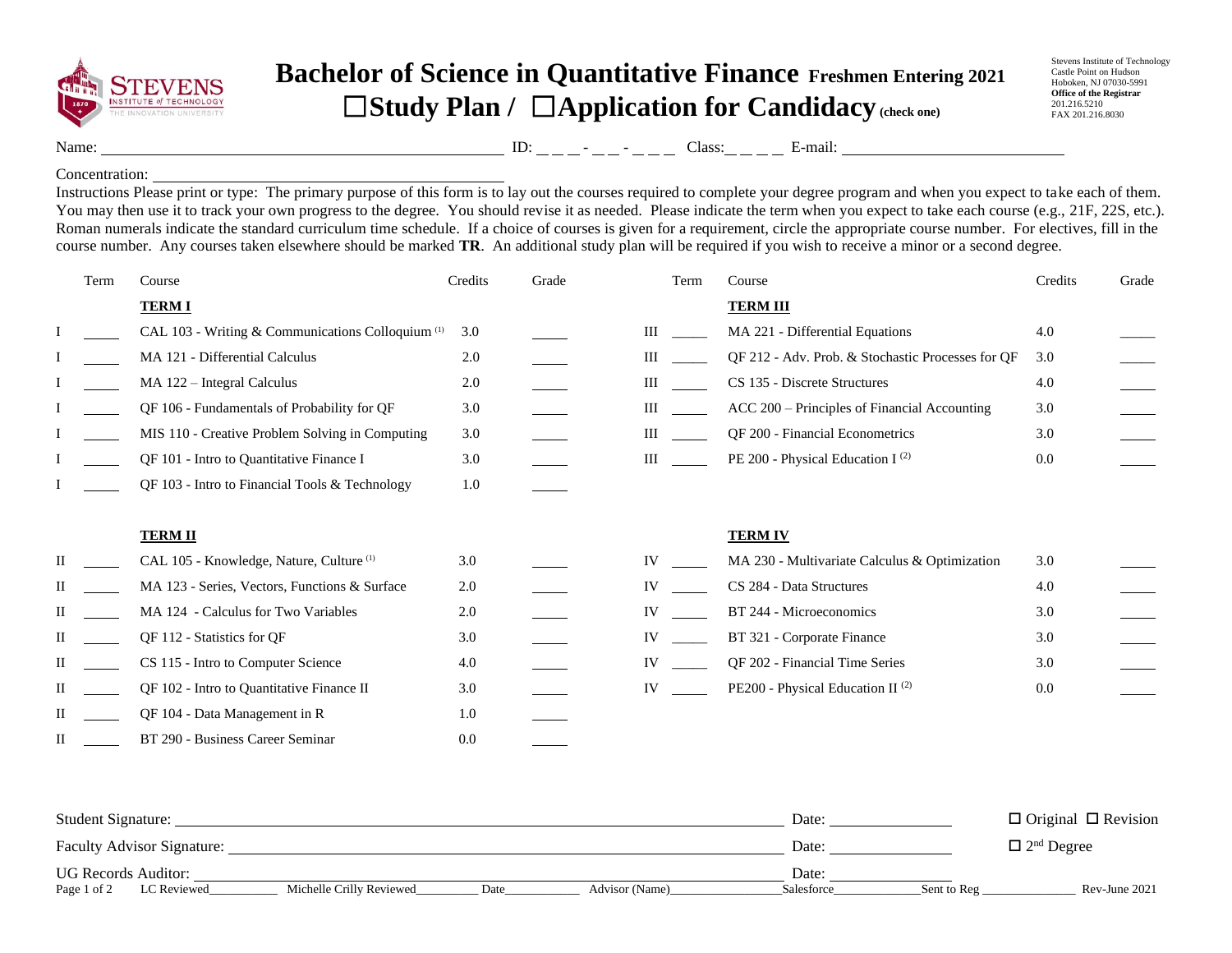# Bachelor of Science in Quantitative Finance Freshmen Entering 2021

## ☐Study Plan / ☐Application for Candidacy (check one)

Stevens Institute of Technology
Castle Point on Hudson
Hoboken, NJ 07030-5991
**Office of the Registrar**
201.216.5210
FAX 201.216.8030

Name: ______________________ ID: _ _ _ - _ _ - _ _ _ Class: _ _ _ _ E-mail: ______________________

Concentration: ______________________

Instructions Please print or type: The primary purpose of this form is to lay out the courses required to complete your degree program and when you expect to take each of them. You may then use it to track your own progress to the degree. You should revise it as needed. Please indicate the term when you expect to take each course (e.g., 21F, 22S, etc.). Roman numerals indicate the standard curriculum time schedule. If a choice of courses is given for a requirement, circle the appropriate course number. For electives, fill in the course number. Any courses taken elsewhere should be marked **TR**. An additional study plan will be required if you wish to receive a minor or a second degree.

| | Term | Course | Credits | Grade |
|---|---|---|---|---|
| | | **TERM I** | | |
| I | _____ | CAL 103 - Writing & Communications Colloquium (1) | 3.0 | _____ |
| I | _____ | MA 121 - Differential Calculus | 2.0 | _____ |
| I | _____ | MA 122 – Integral Calculus | 2.0 | _____ |
| I | _____ | QF 106 - Fundamentals of Probability for QF | 3.0 | _____ |
| I | _____ | MIS 110 - Creative Problem Solving in Computing | 3.0 | _____ |
| I | _____ | QF 101 - Intro to Quantitative Finance I | 3.0 | _____ |
| I | _____ | QF 103 - Intro to Financial Tools & Technology | 1.0 | _____ |
| | | **TERM II** | | |
| II | _____ | CAL 105 - Knowledge, Nature, Culture (1) | 3.0 | _____ |
| II | _____ | MA 123 - Series, Vectors, Functions & Surface | 2.0 | _____ |
| II | _____ | MA 124 - Calculus for Two Variables | 2.0 | _____ |
| II | _____ | QF 112 - Statistics for QF | 3.0 | _____ |
| II | _____ | CS 115 - Intro to Computer Science | 4.0 | _____ |
| II | _____ | QF 102 - Intro to Quantitative Finance II | 3.0 | _____ |
| II | _____ | QF 104 - Data Management in R | 1.0 | _____ |
| II | _____ | BT 290 - Business Career Seminar | 0.0 | _____ |
| | | **TERM III** | | |
| III | _____ | MA 221 - Differential Equations | 4.0 | _____ |
| III | _____ | QF 212 - Adv. Prob. & Stochastic Processes for QF | 3.0 | _____ |
| III | _____ | CS 135 - Discrete Structures | 4.0 | _____ |
| III | _____ | ACC 200 – Principles of Financial Accounting | 3.0 | _____ |
| III | _____ | QF 200 - Financial Econometrics | 3.0 | _____ |
| III | _____ | PE 200 - Physical Education I (2) | 0.0 | _____ |
| | | **TERM IV** | | |
| IV | _____ | MA 230 - Multivariate Calculus & Optimization | 3.0 | _____ |
| IV | _____ | CS 284 - Data Structures | 4.0 | _____ |
| IV | _____ | BT 244 - Microeconomics | 3.0 | _____ |
| IV | _____ | BT 321 - Corporate Finance | 3.0 | _____ |
| IV | _____ | QF 202 - Financial Time Series | 3.0 | _____ |
| IV | _____ | PE200 - Physical Education II (2) | 0.0 | _____ |

Student Signature: ______________________ Date: __________ ☐ Original ☐ Revision

Faculty Advisor Signature: ______________________ Date: __________ ☐ 2nd Degree

UG Records Auditor: ______________________ Date: __________

LC Reviewed__________ Michelle Crilly Reviewed_________ Date___________ Advisor (Name)________________ Salesforce_____________ Sent to Reg ______________ Rev-June 2021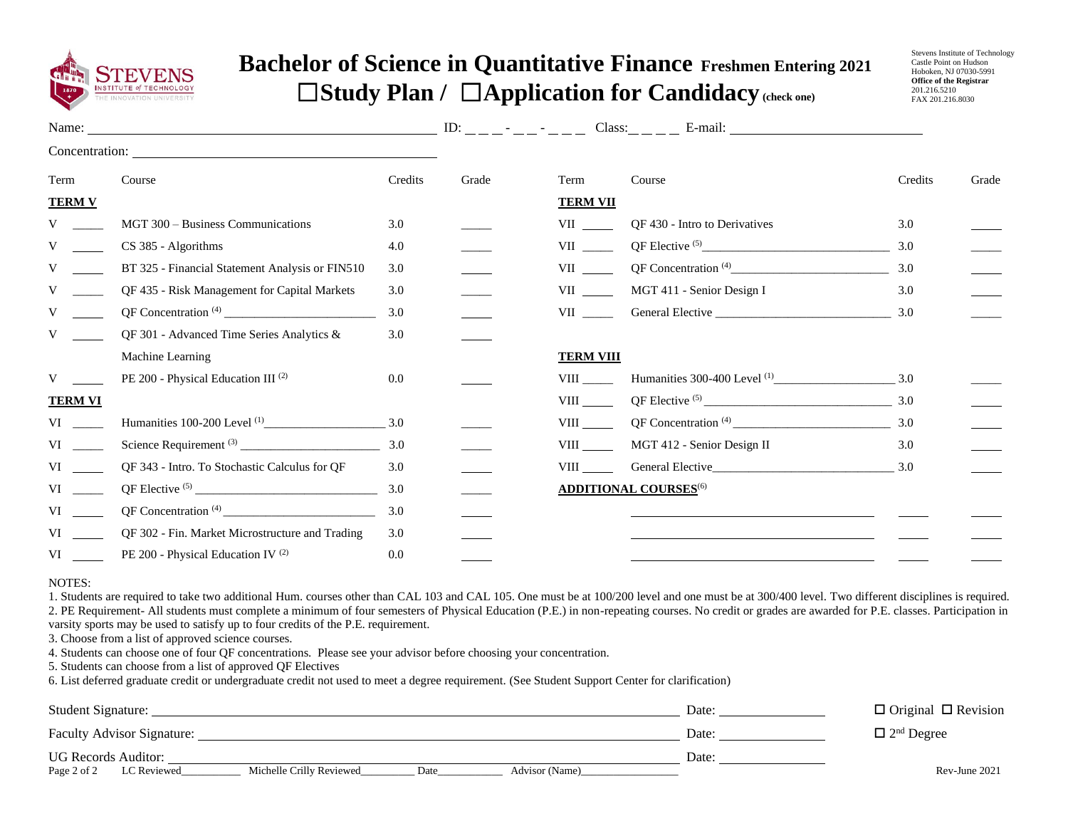# Bachelor of Science in Quantitative Finance Freshmen Entering 2021

## ☐Study Plan / ☐Application for Candidacy (check one)

Stevens Institute of Technology
Castle Point on Hudson
Hoboken, NJ 07030-5991
**Office of the Registrar**
201.216.5210
FAX 201.216.8030

Name: ______________________ ID: _ _ _ - _ _ - _ _ _ Class: _ _ _ _ E-mail: ______________________

Concentration: ______________________

| Term | Course | Credits | Grade |
|---|---|---|---|
| **TERM V** | | | |
| V ____ | MGT 300 – Business Communications | 3.0 | ____ |
| V ____ | CS 385 - Algorithms | 4.0 | ____ |
| V ____ | BT 325 - Financial Statement Analysis or FIN510 | 3.0 | ____ |
| V ____ | QF 435 - Risk Management for Capital Markets | 3.0 | ____ |
| V ____ | QF Concentration (4) ______________ | 3.0 | ____ |
| V ____ | QF 301 - Advanced Time Series Analytics & Machine Learning | 3.0 | ____ |
| V ____ | PE 200 - Physical Education III (2) | 0.0 | ____ |
| **TERM VI** | | | |
| VI ____ | Humanities 100-200 Level (1) ______________ | 3.0 | ____ |
| VI ____ | Science Requirement (3) ______________ | 3.0 | ____ |
| VI ____ | QF 343 - Intro. To Stochastic Calculus for QF | 3.0 | ____ |
| VI ____ | QF Elective (5) ______________ | 3.0 | ____ |
| VI ____ | QF Concentration (4) ______________ | 3.0 | ____ |
| VI ____ | QF 302 - Fin. Market Microstructure and Trading | 3.0 | ____ |
| VI ____ | PE 200 - Physical Education IV (2) | 0.0 | ____ |

| Term | Course | Credits | Grade |
|---|---|---|---|
| **TERM VII** | | | |
| VII ____ | QF 430 - Intro to Derivatives | 3.0 | ____ |
| VII ____ | QF Elective (5) ______________ | 3.0 | ____ |
| VII ____ | QF Concentration (4) ______________ | 3.0 | ____ |
| VII ____ | MGT 411 - Senior Design I | 3.0 | ____ |
| VII ____ | General Elective ______________ | 3.0 | ____ |
| **TERM VIII** | | | |
| VIII ____ | Humanities 300-400 Level (1) ______________ | 3.0 | ____ |
| VIII ____ | QF Elective (5) ______________ | 3.0 | ____ |
| VIII ____ | QF Concentration (4) ______________ | 3.0 | ____ |
| VIII ____ | MGT 412 - Senior Design II | 3.0 | ____ |
| VIII ____ | General Elective ______________ | 3.0 | ____ |
| **ADDITIONAL COURSES(6)** | | | |
| | ______________ | ____ | ____ |
| | ______________ | ____ | ____ |
| | ______________ | ____ | ____ |

NOTES:

1. Students are required to take two additional Hum. courses other than CAL 103 and CAL 105. One must be at 100/200 level and one must be at 300/400 level. Two different disciplines is required.
2. PE Requirement- All students must complete a minimum of four semesters of Physical Education (P.E.) in non-repeating courses. No credit or grades are awarded for P.E. classes. Participation in varsity sports may be used to satisfy up to four credits of the P.E. requirement.
3. Choose from a list of approved science courses.
4. Students can choose one of four QF concentrations. Please see your advisor before choosing your concentration.
5. Students can choose from a list of approved QF Electives
6. List deferred graduate credit or undergraduate credit not used to meet a degree requirement. (See Student Support Center for clarification)

Student Signature: ______________________ Date: __________ ☐ Original ☐ Revision

Faculty Advisor Signature: ______________________ Date: __________ ☐ 2nd Degree

UG Records Auditor: ______________________ Date: __________

LC Reviewed__________ Michelle Crilly Reviewed__________ Date__________ Advisor (Name)__________

Rev-June 2021